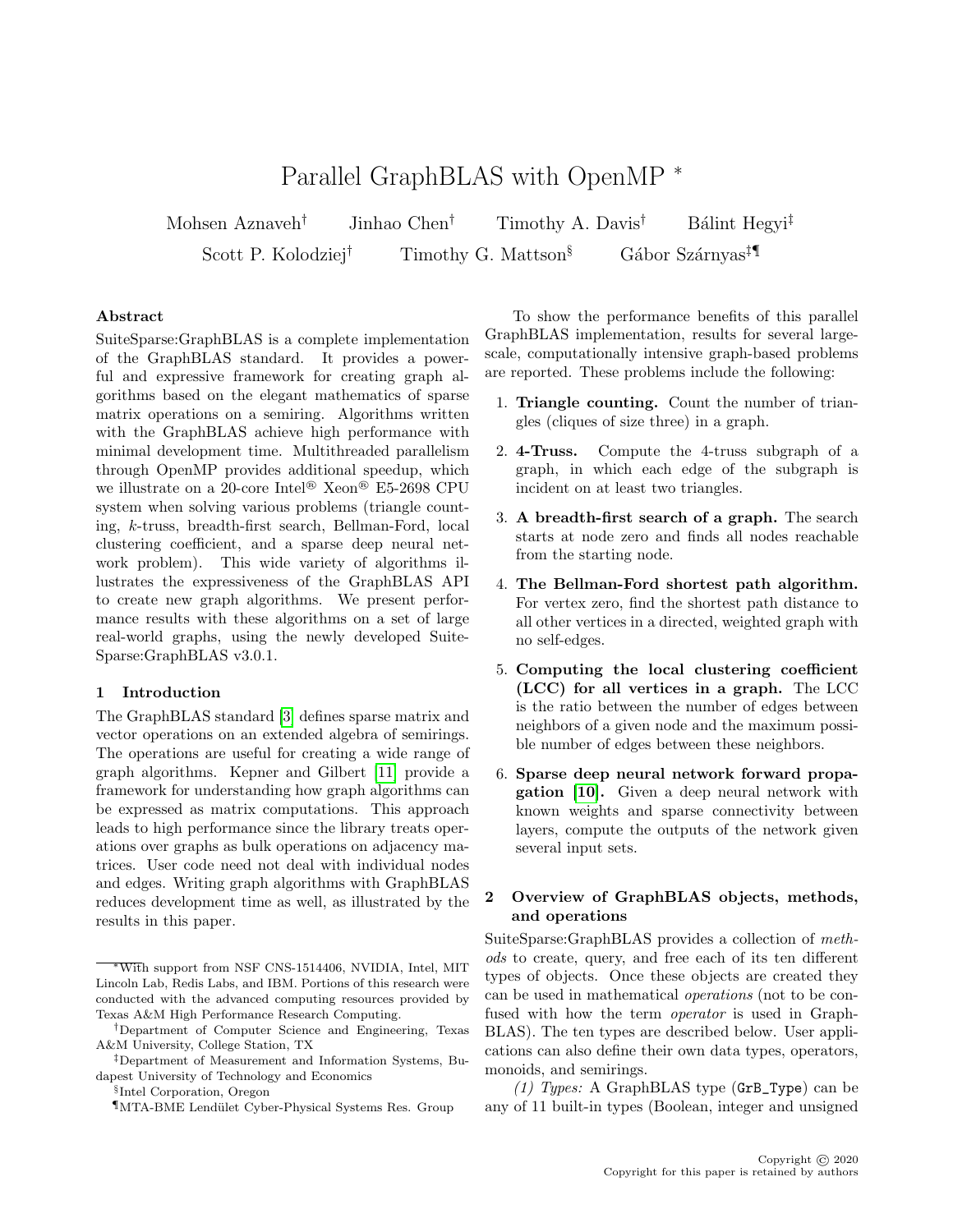# Parallel GraphBLAS with OpenMP *

Mohsen Aznaveh† Jinhao Chen† Timothy A. Davis† Bálint Hegyi‡
Scott P. Kolodziej† Timothy G. Mattson§ Gábor Szárnyas‡¶

### Abstract

SuiteSparse:GraphBLAS is a complete implementation of the GraphBLAS standard. It provides a powerful and expressive framework for creating graph algorithms based on the elegant mathematics of sparse matrix operations on a semiring. Algorithms written with the GraphBLAS achieve high performance with minimal development time. Multithreaded parallelism through OpenMP provides additional speedup, which we illustrate on a 20-core Intel® Xeon® E5-2698 CPU system when solving various problems (triangle counting, $k$-truss, breadth-first search, Bellman-Ford, local clustering coefficient, and a sparse deep neural network problem). This wide variety of algorithms illustrates the expressiveness of the GraphBLAS API to create new graph algorithms. We present performance results with these algorithms on a set of large real-world graphs, using the newly developed SuiteSparse:GraphBLAS v3.0.1.

## 1 Introduction

The GraphBLAS standard [3] defines sparse matrix and vector operations on an extended algebra of semirings. The operations are useful for creating a wide range of graph algorithms. Kepner and Gilbert [11] provide a framework for understanding how graph algorithms can be expressed as matrix computations. This approach leads to high performance since the library treats operations over graphs as bulk operations on adjacency matrices. User code need not deal with individual nodes and edges. Writing graph algorithms with GraphBLAS reduces development time as well, as illustrated by the results in this paper.

To show the performance benefits of this parallel GraphBLAS implementation, results for several large-scale, computationally intensive graph-based problems are reported. These problems include the following:

1. **Triangle counting.** Count the number of triangles (cliques of size three) in a graph.
2. **4-Truss.** Compute the 4-truss subgraph of a graph, in which each edge of the subgraph is incident on at least two triangles.
3. **A breadth-first search of a graph.** The search starts at node zero and finds all nodes reachable from the starting node.
4. **The Bellman-Ford shortest path algorithm.** For vertex zero, find the shortest path distance to all other vertices in a directed, weighted graph with no self-edges.
5. **Computing the local clustering coefficient (LCC) for all vertices in a graph.** The LCC is the ratio between the number of edges between neighbors of a given node and the maximum possible number of edges between these neighbors.
6. **Sparse deep neural network forward propagation [10].** Given a deep neural network with known weights and sparse connectivity between layers, compute the outputs of the network given several input sets.

## 2 Overview of GraphBLAS objects, methods, and operations

SuiteSparse:GraphBLAS provides a collection of *methods* to create, query, and free each of its ten different types of objects. Once these objects are created they can be used in mathematical *operations* (not to be confused with how the term *operator* is used in GraphBLAS). The ten types are described below. User applications can also define their own data types, operators, monoids, and semirings.

*(1) Types:* A GraphBLAS type (`GrB_Type`) can be any of 11 built-in types (Boolean, integer and unsigned

*With support from NSF CNS-1514406, NVIDIA, Intel, MIT Lincoln Lab, Redis Labs, and IBM. Portions of this research were conducted with the advanced computing resources provided by Texas A&M High Performance Research Computing.

†Department of Computer Science and Engineering, Texas A&M University, College Station, TX

‡Department of Measurement and Information Systems, Budapest University of Technology and Economics

§Intel Corporation, Oregon

¶MTA-BME Lendület Cyber-Physical Systems Res. Group

Copyright © 2020
Copyright for this paper is retained by authors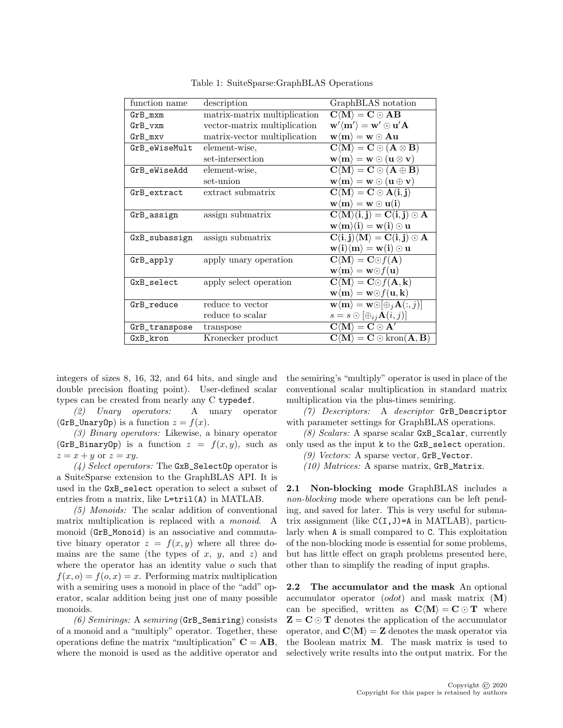Table 1: SuiteSparse:GraphBLAS Operations

| function name | description | GraphBLAS notation |
|---|---|---|
| `GrB_mxm` | matrix-matrix multiplication | $\mathbf{C}\langle\mathbf{M}\rangle = \mathbf{C} \odot \mathbf{AB}$ |
| `GrB_vxm` | vector-matrix multiplication | $\mathbf{w}'\langle\mathbf{m}'\rangle = \mathbf{w}' \odot \mathbf{u}'\mathbf{A}$ |
| `GrB_mxv` | matrix-vector multiplication | $\mathbf{w}\langle\mathbf{m}\rangle = \mathbf{w} \odot \mathbf{Au}$ |
| `GrB_eWiseMult` | element-wise, set-intersection | $\mathbf{C}\langle\mathbf{M}\rangle = \mathbf{C} \odot (\mathbf{A} \otimes \mathbf{B})$ <br> $\mathbf{w}\langle\mathbf{m}\rangle = \mathbf{w} \odot (\mathbf{u} \otimes \mathbf{v})$ |
| `GrB_eWiseAdd` | element-wise, set-union | $\mathbf{C}\langle\mathbf{M}\rangle = \mathbf{C} \odot (\mathbf{A} \oplus \mathbf{B})$ <br> $\mathbf{w}\langle\mathbf{m}\rangle = \mathbf{w} \odot (\mathbf{u} \oplus \mathbf{v})$ |
| `GrB_extract` | extract submatrix | $\mathbf{C}\langle\mathbf{M}\rangle = \mathbf{C} \odot \mathbf{A}(\mathbf{i},\mathbf{j})$ <br> $\mathbf{w}\langle\mathbf{m}\rangle = \mathbf{w} \odot \mathbf{u}(\mathbf{i})$ |
| `GrB_assign` | assign submatrix | $\mathbf{C}\langle\mathbf{M}\rangle(\mathbf{i},\mathbf{j}) = \mathbf{C}(\mathbf{i},\mathbf{j}) \odot \mathbf{A}$ <br> $\mathbf{w}\langle\mathbf{m}\rangle(\mathbf{i}) = \mathbf{w}(\mathbf{i}) \odot \mathbf{u}$ |
| `GxB_subassign` | assign submatrix | $\mathbf{C}(\mathbf{i},\mathbf{j})\langle\mathbf{M}\rangle = \mathbf{C}(\mathbf{i},\mathbf{j}) \odot \mathbf{A}$ <br> $\mathbf{w}(\mathbf{i})\langle\mathbf{m}\rangle = \mathbf{w}(\mathbf{i}) \odot \mathbf{u}$ |
| `GrB_apply` | apply unary operation | $\mathbf{C}\langle\mathbf{M}\rangle = \mathbf{C} \odot f(\mathbf{A})$ <br> $\mathbf{w}\langle\mathbf{m}\rangle = \mathbf{w} \odot f(\mathbf{u})$ |
| `GxB_select` | apply select operation | $\mathbf{C}\langle\mathbf{M}\rangle = \mathbf{C} \odot f(\mathbf{A},\mathbf{k})$ <br> $\mathbf{w}\langle\mathbf{m}\rangle = \mathbf{w} \odot f(\mathbf{u},\mathbf{k})$ |
| `GrB_reduce` | reduce to vector <br> reduce to scalar | $\mathbf{w}\langle\mathbf{m}\rangle = \mathbf{w} \odot [\oplus_j \mathbf{A}(:,j)]$ <br> $s = s \odot [\oplus_{ij} \mathbf{A}(i,j)]$ |
| `GrB_transpose` | transpose | $\mathbf{C}\langle\mathbf{M}\rangle = \mathbf{C} \odot \mathbf{A}'$ |
| `GxB_kron` | Kronecker product | $\mathbf{C}\langle\mathbf{M}\rangle = \mathbf{C} \odot \mathrm{kron}(\mathbf{A},\mathbf{B})$ |

integers of sizes 8, 16, 32, and 64 bits, and single and double precision floating point). User-defined scalar types can be created from nearly any C `typedef`.

*(2) Unary operators:* A unary operator (`GrB_UnaryOp`) is a function $z = f(x)$.

*(3) Binary operators:* Likewise, a binary operator (`GrB_BinaryOp`) is a function $z = f(x, y)$, such as $z = x + y$ or $z = xy$.

*(4) Select operators:* The `GxB_SelectOp` operator is a SuiteSparse extension to the GraphBLAS API. It is used in the `GxB_select` operation to select a subset of entries from a matrix, like `L=tril(A)` in MATLAB.

*(5) Monoids:* The scalar addition of conventional matrix multiplication is replaced with a *monoid*. A monoid (`GrB_Monoid`) is an associative and commutative binary operator $z = f(x, y)$ where all three domains are the same (the types of $x$, $y$, and $z$) and where the operator has an identity value $o$ such that $f(x, o) = f(o, x) = x$. Performing matrix multiplication with a semiring uses a monoid in place of the "add" operator, scalar addition being just one of many possible monoids.

*(6) Semirings:* A *semiring* (`GrB_Semiring`) consists of a monoid and a "multiply" operator. Together, these operations define the matrix "multiplication" $\mathbf{C} = \mathbf{AB}$, where the monoid is used as the additive operator and the semiring's "multiply" operator is used in place of the conventional scalar multiplication in standard matrix multiplication via the plus-times semiring.

*(7) Descriptors:* A *descriptor* `GrB_Descriptor` with parameter settings for GraphBLAS operations.

*(8) Scalars:* A sparse scalar `GxB_Scalar`, currently only used as the input `k` to the `GxB_select` operation.

*(9) Vectors:* A sparse vector, `GrB_Vector`.

*(10) Matrices:* A sparse matrix, `GrB_Matrix`.

**2.1 Non-blocking mode** GraphBLAS includes a *non-blocking* mode where operations can be left pending, and saved for later. This is very useful for submatrix assignment (like `C(I,J)=A` in MATLAB), particularly when `A` is small compared to `C`. This exploitation of the non-blocking mode is essential for some problems, but has little effect on graph problems presented here, other than to simplify the reading of input graphs.

**2.2 The accumulator and the mask** An optional accumulator operator (*odot*) and mask matrix ($\mathbf{M}$) can be specified, written as $\mathbf{C}\langle\mathbf{M}\rangle = \mathbf{C} \odot \mathbf{T}$ where $\mathbf{Z} = \mathbf{C} \odot \mathbf{T}$ denotes the application of the accumulator operator, and $\mathbf{C}\langle\mathbf{M}\rangle = \mathbf{Z}$ denotes the mask operator via the Boolean matrix $\mathbf{M}$. The mask matrix is used to selectively write results into the output matrix. For the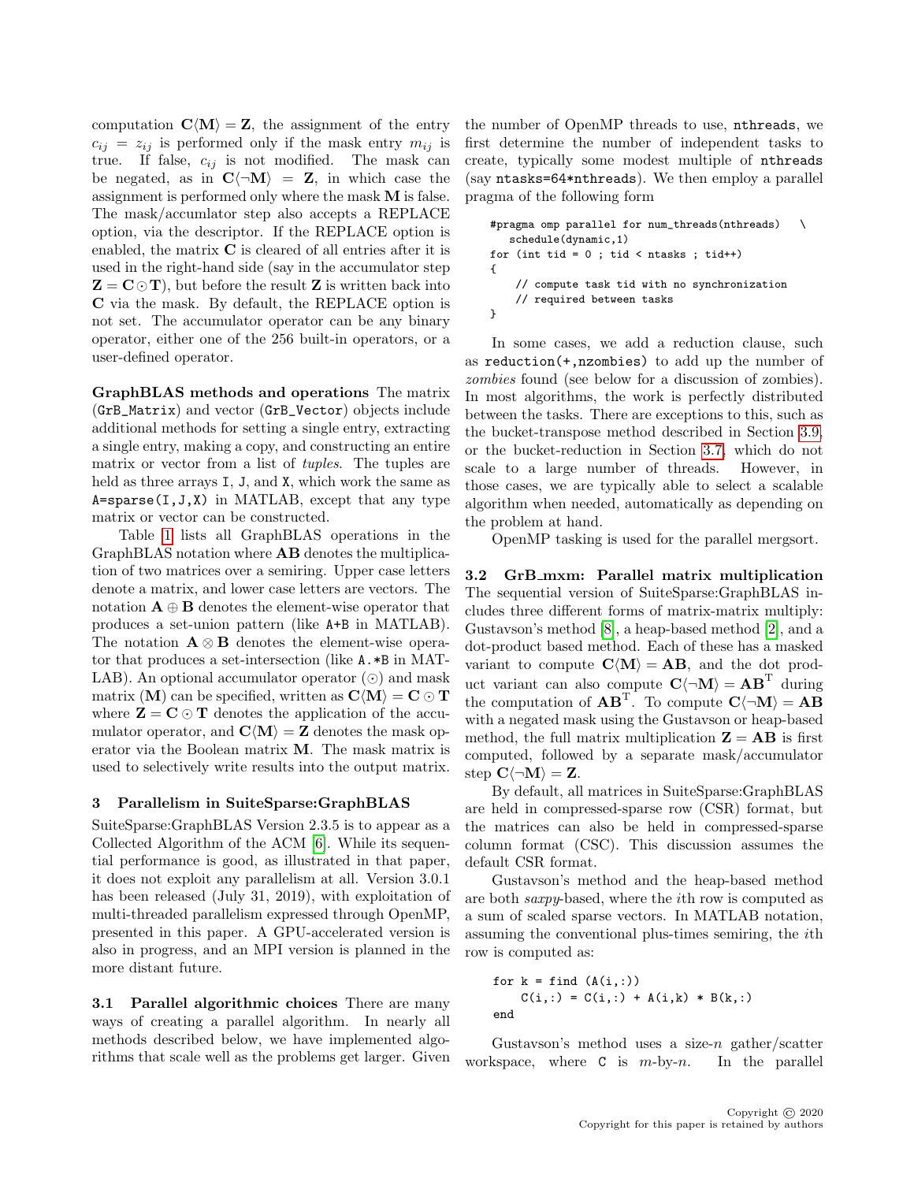computation $\mathbf{C}\langle\mathbf{M}\rangle = \mathbf{Z}$, the assignment of the entry $c_{ij} = z_{ij}$ is performed only if the mask entry $m_{ij}$ is true. If false, $c_{ij}$ is not modified. The mask can be negated, as in $\mathbf{C}\langle\neg\mathbf{M}\rangle = \mathbf{Z}$, in which case the assignment is performed only where the mask $\mathbf{M}$ is false. The mask/accumlator step also accepts a REPLACE option, via the descriptor. If the REPLACE option is enabled, the matrix $\mathbf{C}$ is cleared of all entries after it is used in the right-hand side (say in the accumulator step $\mathbf{Z} = \mathbf{C} \odot \mathbf{T}$), but before the result $\mathbf{Z}$ is written back into $\mathbf{C}$ via the mask. By default, the REPLACE option is not set. The accumulator operator can be any binary operator, either one of the 256 built-in operators, or a user-defined operator.

**GraphBLAS methods and operations** The matrix (`GrB_Matrix`) and vector (`GrB_Vector`) objects include additional methods for setting a single entry, extracting a single entry, making a copy, and constructing an entire matrix or vector from a list of *tuples*. The tuples are held as three arrays `I`, `J`, and `X`, which work the same as `A=sparse(I,J,X)` in MATLAB, except that any type matrix or vector can be constructed.

Table 1 lists all GraphBLAS operations in the GraphBLAS notation where $\mathbf{AB}$ denotes the multiplication of two matrices over a semiring. Upper case letters denote a matrix, and lower case letters are vectors. The notation $\mathbf{A} \oplus \mathbf{B}$ denotes the element-wise operator that produces a set-union pattern (like `A+B` in MATLAB). The notation $\mathbf{A} \otimes \mathbf{B}$ denotes the element-wise operator that produces a set-intersection (like `A.*B` in MATLAB). An optional accumulator operator ($\odot$) and mask matrix ($\mathbf{M}$) can be specified, written as $\mathbf{C}\langle\mathbf{M}\rangle = \mathbf{C} \odot \mathbf{T}$ where $\mathbf{Z} = \mathbf{C} \odot \mathbf{T}$ denotes the application of the accumulator operator, and $\mathbf{C}\langle\mathbf{M}\rangle = \mathbf{Z}$ denotes the mask operator via the Boolean matrix $\mathbf{M}$. The mask matrix is used to selectively write results into the output matrix.

## 3 Parallelism in SuiteSparse:GraphBLAS

SuiteSparse:GraphBLAS Version 2.3.5 is to appear as a Collected Algorithm of the ACM [6]. While its sequential performance is good, as illustrated in that paper, it does not exploit any parallelism at all. Version 3.0.1 has been released (July 31, 2019), with exploitation of multi-threaded parallelism expressed through OpenMP, presented in this paper. A GPU-accelerated version is also in progress, and an MPI version is planned in the more distant future.

### 3.1 Parallel algorithmic choices

There are many ways of creating a parallel algorithm. In nearly all methods described below, we have implemented algorithms that scale well as the problems get larger. Given the number of OpenMP threads to use, `nthreads`, we first determine the number of independent tasks to create, typically some modest multiple of `nthreads` (say `ntasks=64*nthreads`). We then employ a parallel pragma of the following form

```
#pragma omp parallel for num_threads(nthreads)   \
   schedule(dynamic,1)
for (int tid = 0 ; tid < ntasks ; tid++)
{
    // compute task tid with no synchronization
    // required between tasks
}
```

In some cases, we add a reduction clause, such as `reduction(+,nzombies)` to add up the number of *zombies* found (see below for a discussion of zombies). In most algorithms, the work is perfectly distributed between the tasks. There are exceptions to this, such as the bucket-transpose method described in Section 3.9, or the bucket-reduction in Section 3.7, which do not scale to a large number of threads. However, in those cases, we are typically able to select a scalable algorithm when needed, automatically as depending on the problem at hand.

OpenMP tasking is used for the parallel mergsort.

### 3.2 GrB_mxm: Parallel matrix multiplication

The sequential version of SuiteSparse:GraphBLAS includes three different forms of matrix-matrix multiply: Gustavson's method [8], a heap-based method [2], and a dot product based method. Each of these has a masked variant to compute $\mathbf{C}\langle\mathbf{M}\rangle = \mathbf{AB}$, and the dot product variant can also compute $\mathbf{C}\langle\neg\mathbf{M}\rangle = \mathbf{AB}^{\mathsf{T}}$ during the computation of $\mathbf{AB}^{\mathsf{T}}$. To compute $\mathbf{C}\langle\neg\mathbf{M}\rangle = \mathbf{AB}$ with a negated mask using the Gustavson or heap-based method, the full matrix multiplication $\mathbf{Z} = \mathbf{AB}$ is first computed, followed by a separate mask/accumulator step $\mathbf{C}\langle\neg\mathbf{M}\rangle = \mathbf{Z}$.

By default, all matrices in SuiteSparse:GraphBLAS are held in compressed-sparse row (CSR) format, but the matrices can also be held in compressed-sparse column format (CSC). This discussion assumes the default CSR format.

Gustavson's method and the heap-based method are both *saxpy*-based, where the $i$th row is computed as a sum of scaled sparse vectors. In MATLAB notation, assuming the conventional plus-times semiring, the $i$th row is computed as:

```
for k = find (A(i,:))
    C(i,:) = C(i,:) + A(i,k) * B(k,:)
end
```

Gustavson's method uses a size-$n$ gather/scatter workspace, where `C` is $m$-by-$n$. In the parallel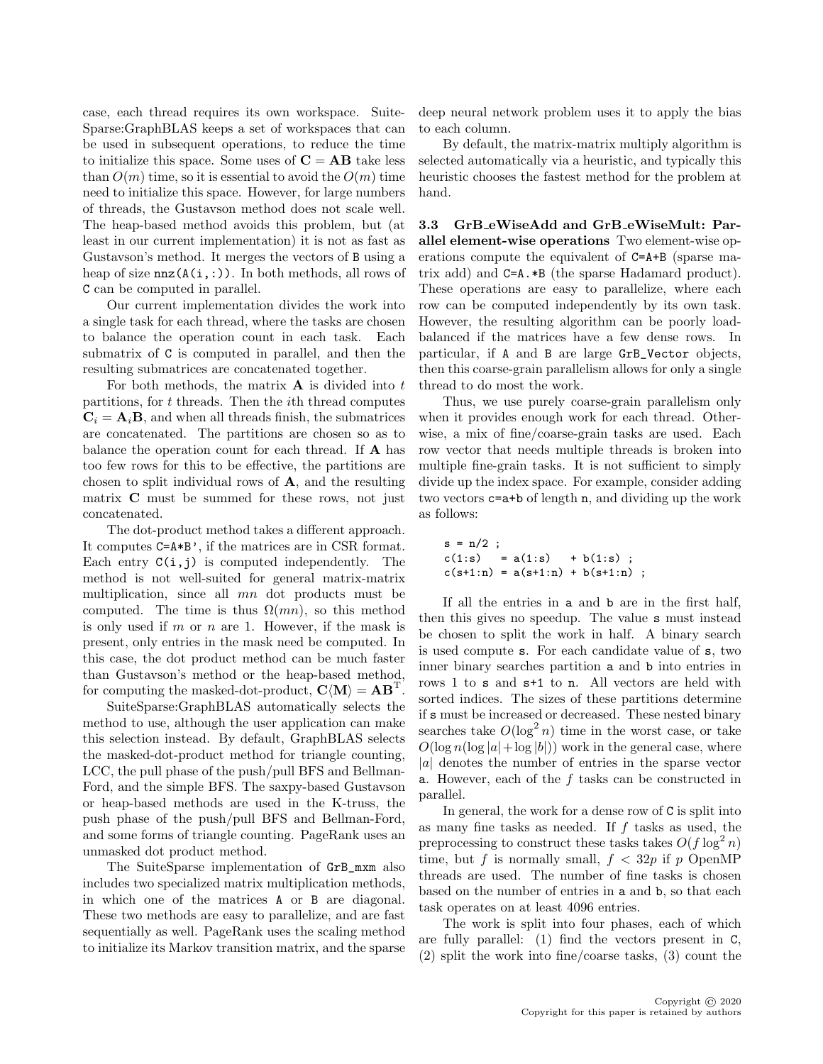case, each thread requires its own workspace. SuiteSparse:GraphBLAS keeps a set of workspaces that can be used in subsequent operations, to reduce the time to initialize this space. Some uses of $\mathbf{C} = \mathbf{AB}$ take less than $O(m)$ time, so it is essential to avoid the $O(m)$ time need to initialize this space. However, for large numbers of threads, the Gustavson method does not scale well. The heap-based method avoids this problem, but (at least in our current implementation) it is not as fast as Gustavson's method. It merges the vectors of `B` using a heap of size `nnz(A(i,:))`. In both methods, all rows of `C` can be computed in parallel.

Our current implementation divides the work into a single task for each thread, where the tasks are chosen to balance the operation count in each task. Each submatrix of `C` is computed in parallel, and then the resulting submatrices are concatenated together.

For both methods, the matrix $\mathbf{A}$ is divided into $t$ partitions, for $t$ threads. Then the $i$th thread computes $\mathbf{C}_i = \mathbf{A}_i\mathbf{B}$, and when all threads finish, the submatrices are concatenated. The partitions are chosen so as to balance the operation count for each thread. If $\mathbf{A}$ has too few rows for this to be effective, the partitions are chosen to split individual rows of $\mathbf{A}$, and the resulting matrix $\mathbf{C}$ must be summed for these rows, not just concatenated.

The dot-product method takes a different approach. It computes `C=A*B'`, if the matrices are in CSR format. Each entry `C(i,j)` is computed independently. The method is not well-suited for general matrix-matrix multiplication, since all $mn$ dot products must be computed. The time is thus $\Omega(mn)$, so this method is only used if $m$ or $n$ are 1. However, if the mask is present, only entries in the mask need be computed. In this case, the dot product method can be much faster than Gustavson's method or the heap-based method, for computing the masked-dot-product, $\mathbf{C}\langle\mathbf{M}\rangle = \mathbf{AB}^{\mathrm{T}}$.

SuiteSparse:GraphBLAS automatically selects the method to use, although the user application can make this selection instead. By default, GraphBLAS selects the masked-dot-product method for triangle counting, LCC, the pull phase of the push/pull BFS and Bellman-Ford, and the simple BFS. The saxpy-based Gustavson or heap-based methods are used in the K-truss, the push phase of the push/pull BFS and Bellman-Ford, and some forms of triangle counting. PageRank uses an unmasked dot product method.

The SuiteSparse implementation of `GrB_mxm` also includes two specialized matrix multiplication methods, in which one of the matrices `A` or `B` are diagonal. These two methods are easy to parallelize, and are fast sequentially as well. PageRank uses the scaling method to initialize its Markov transition matrix, and the sparse deep neural network problem uses it to apply the bias to each column.

By default, the matrix-matrix multiply algorithm is selected automatically via a heuristic, and typically this heuristic chooses the fastest method for the problem at hand.

### 3.3 GrB_eWiseAdd and GrB_eWiseMult: Parallel element-wise operations

Two element-wise operations compute the equivalent of `C=A+B` (sparse matrix add) and `C=A.*B` (the sparse Hadamard product). These operations are easy to parallelize, where each row can be computed independently by its own task. However, the resulting algorithm can be poorly load-balanced if the matrices have a few dense rows. In particular, if `A` and `B` are large `GrB_Vector` objects, then this coarse-grain parallelism allows for only a single thread to do most the work.

Thus, we use purely coarse-grain parallelism only when it provides enough work for each thread. Otherwise, a mix of fine/coarse-grain tasks are used. Each row vector that needs multiple threads is broken into multiple fine-grain tasks. It is not sufficient to simply divide up the index space. For example, consider adding two vectors `c=a+b` of length `n`, and dividing up the work as follows:

```
s = n/2 ;
c(1:s)   = a(1:s)   + b(1:s) ;
c(s+1:n) = a(s+1:n) + b(s+1:n) ;
```

If all the entries in `a` and `b` are in the first half, then this gives no speedup. The value `s` must instead be chosen to split the work in half. A binary search is used compute `s`. For each candidate value of `s`, two inner binary searches partition `a` and `b` into entries in rows 1 to `s` and `s+1` to `n`. All vectors are held with sorted indices. The sizes of these partitions determine if `s` must be increased or decreased. These nested binary searches take $O(\log^2 n)$ time in the worst case, or take $O(\log n(\log|a|+\log|b|))$ work in the general case, where $|a|$ denotes the number of entries in the sparse vector `a`. However, each of the $f$ tasks can be constructed in parallel.

In general, the work for a dense row of `C` is split into as many fine tasks as needed. If $f$ tasks as used, the preprocessing to construct these tasks takes $O(f \log^2 n)$ time, but $f$ is normally small, $f < 32p$ if $p$ OpenMP threads are used. The number of fine tasks is chosen based on the number of entries in `a` and `b`, so that each task operates on at least 4096 entries.

The work is split into four phases, each of which are fully parallel: (1) find the vectors present in `C`, (2) split the work into fine/coarse tasks, (3) count the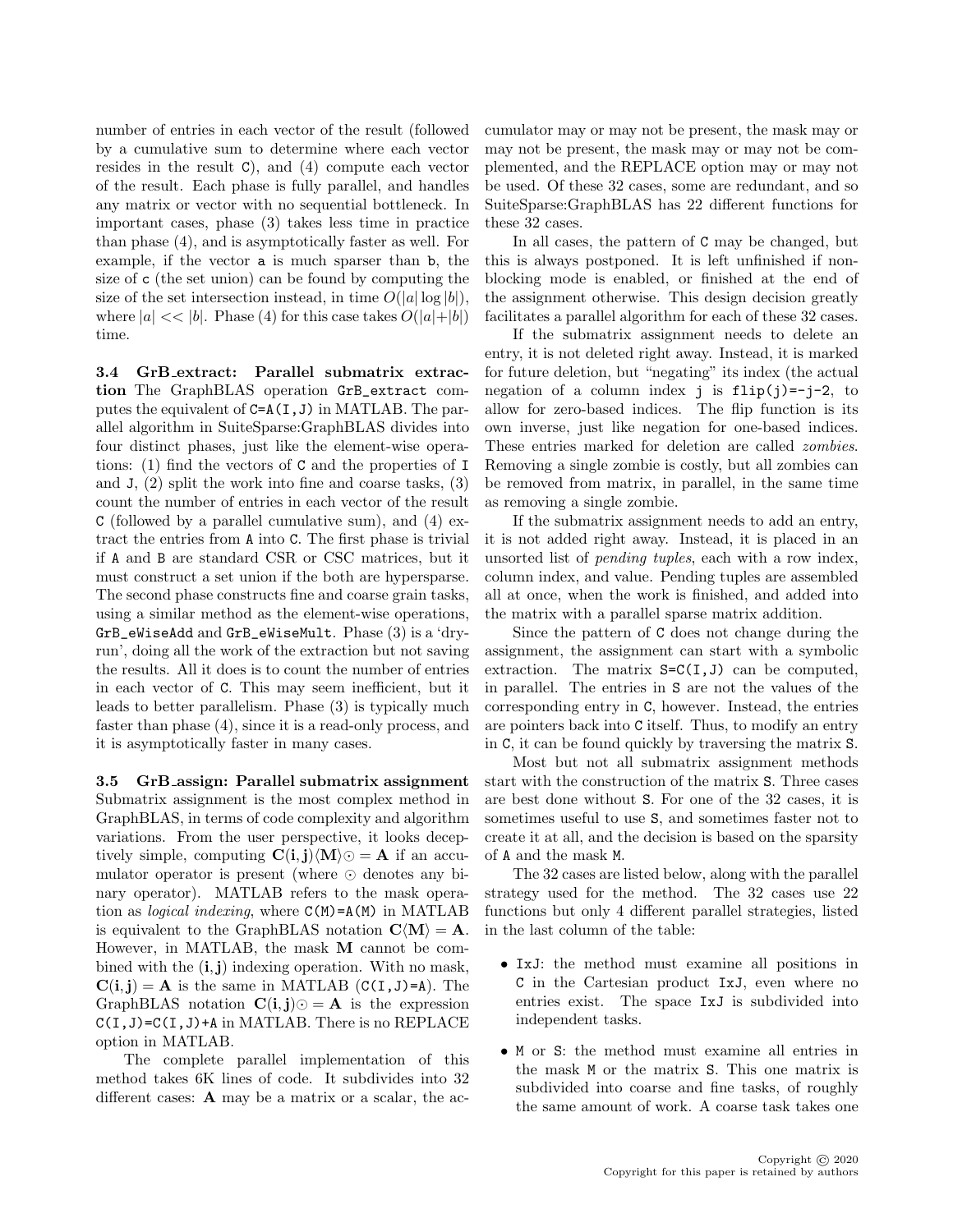number of entries in each vector of the result (followed by a cumulative sum to determine where each vector resides in the result `C`), and (4) compute each vector of the result. Each phase is fully parallel, and handles any matrix or vector with no sequential bottleneck. In important cases, phase (3) takes less time in practice than phase (4), and is asymptotically faster as well. For example, if the vector `a` is much sparser than `b`, the size of `c` (the set union) can be found by computing the size of the set intersection instead, in time $O(|a| \log |b|)$, where $|a| << |b|$. Phase (4) for this case takes $O(|a|+|b|)$ time.

**3.4 GrB_extract: Parallel submatrix extraction** The GraphBLAS operation `GrB_extract` computes the equivalent of `C=A(I,J)` in MATLAB. The parallel algorithm in SuiteSparse:GraphBLAS divides into four distinct phases, just like the element-wise operations: (1) find the vectors of `C` and the properties of `I` and `J`, (2) split the work into fine and coarse tasks, (3) count the number of entries in each vector of the result `C` (followed by a parallel cumulative sum), and (4) extract the entries from `A` into `C`. The first phase is trivial if `A` and `B` are standard CSR or CSC matrices, but it must construct a set union if the both are hypersparse. The second phase constructs fine and coarse grain tasks, using a similar method as the element-wise operations, `GrB_eWiseAdd` and `GrB_eWiseMult`. Phase (3) is a 'dry-run', doing all the work of the extraction but not saving the results. All it does is to count the number of entries in each vector of `C`. This may seem inefficient, but it leads to better parallelism. Phase (3) is typically much faster than phase (4), since it is a read-only process, and it is asymptotically faster in many cases.

**3.5 GrB_assign: Parallel submatrix assignment** Submatrix assignment is the most complex method in GraphBLAS, in terms of code complexity and algorithm variations. From the user perspective, it looks deceptively simple, computing $\mathbf{C}(\mathbf{i},\mathbf{j})\langle\mathbf{M}\rangle\odot = \mathbf{A}$ if an accumulator operator is present (where $\odot$ denotes any binary operator). MATLAB refers to the mask operation as *logical indexing*, where `C(M)=A(M)` in MATLAB is equivalent to the GraphBLAS notation $\mathbf{C}\langle\mathbf{M}\rangle = \mathbf{A}$. However, in MATLAB, the mask $\mathbf{M}$ cannot be combined with the $(\mathbf{i},\mathbf{j})$ indexing operation. With no mask, $\mathbf{C}(\mathbf{i},\mathbf{j}) = \mathbf{A}$ is the same in MATLAB (`C(I,J)=A`). The GraphBLAS notation $\mathbf{C}(\mathbf{i},\mathbf{j})\odot = \mathbf{A}$ is the expression `C(I,J)=C(I,J)+A` in MATLAB. There is no REPLACE option in MATLAB.

The complete parallel implementation of this method takes 6K lines of code. It subdivides into 32 different cases: $\mathbf{A}$ may be a matrix or a scalar, the accumulator may or may not be present, the mask may or may not be present, the mask may or may not be complemented, and the REPLACE option may or may not be used. Of these 32 cases, some are redundant, and so SuiteSparse:GraphBLAS has 22 different functions for these 32 cases.

In all cases, the pattern of `C` may be changed, but this is always postponed. It is left unfinished if non-blocking mode is enabled, or finished at the end of the assignment otherwise. This design decision greatly facilitates a parallel algorithm for each of these 32 cases.

If the submatrix assignment needs to delete an entry, it is not deleted right away. Instead, it is marked for future deletion, but "negating" its index (the actual negation of a column index `j` is `flip(j)=-j-2`, to allow for zero-based indices. The flip function is its own inverse, just like negation for one-based indices. These entries marked for deletion are called *zombies*. Removing a single zombie is costly, but all zombies can be removed from matrix, in parallel, in the same time as removing a single zombie.

If the submatrix assignment needs to add an entry, it is not added right away. Instead, it is placed in an unsorted list of *pending tuples*, each with a row index, column index, and value. Pending tuples are assembled all at once, when the work is finished, and added into the matrix with a parallel sparse matrix addition.

Since the pattern of `C` does not change during the assignment, the assignment can start with a symbolic extraction. The matrix `S=C(I,J)` can be computed, in parallel. The entries in `S` are not the values of the corresponding entry in `C`, however. Instead, the entries are pointers back into `C` itself. Thus, to modify an entry in `C`, it can be found quickly by traversing the matrix `S`.

Most but not all submatrix assignment methods start with the construction of the matrix `S`. Three cases are best done without `S`. For one of the 32 cases, it is sometimes useful to use `S`, and sometimes faster not to create it at all, and the decision is based on the sparsity of `A` and the mask `M`.

The 32 cases are listed below, along with the parallel strategy used for the method. The 32 cases use 22 functions but only 4 different parallel strategies, listed in the last column of the table:

- `IxJ`: the method must examine all positions in `C` in the Cartesian product `IxJ`, even where no entries exist. The space `IxJ` is subdivided into independent tasks.
- `M` or `S`: the method must examine all entries in the mask `M` or the matrix `S`. This one matrix is subdivided into coarse and fine tasks, of roughly the same amount of work. A coarse task takes one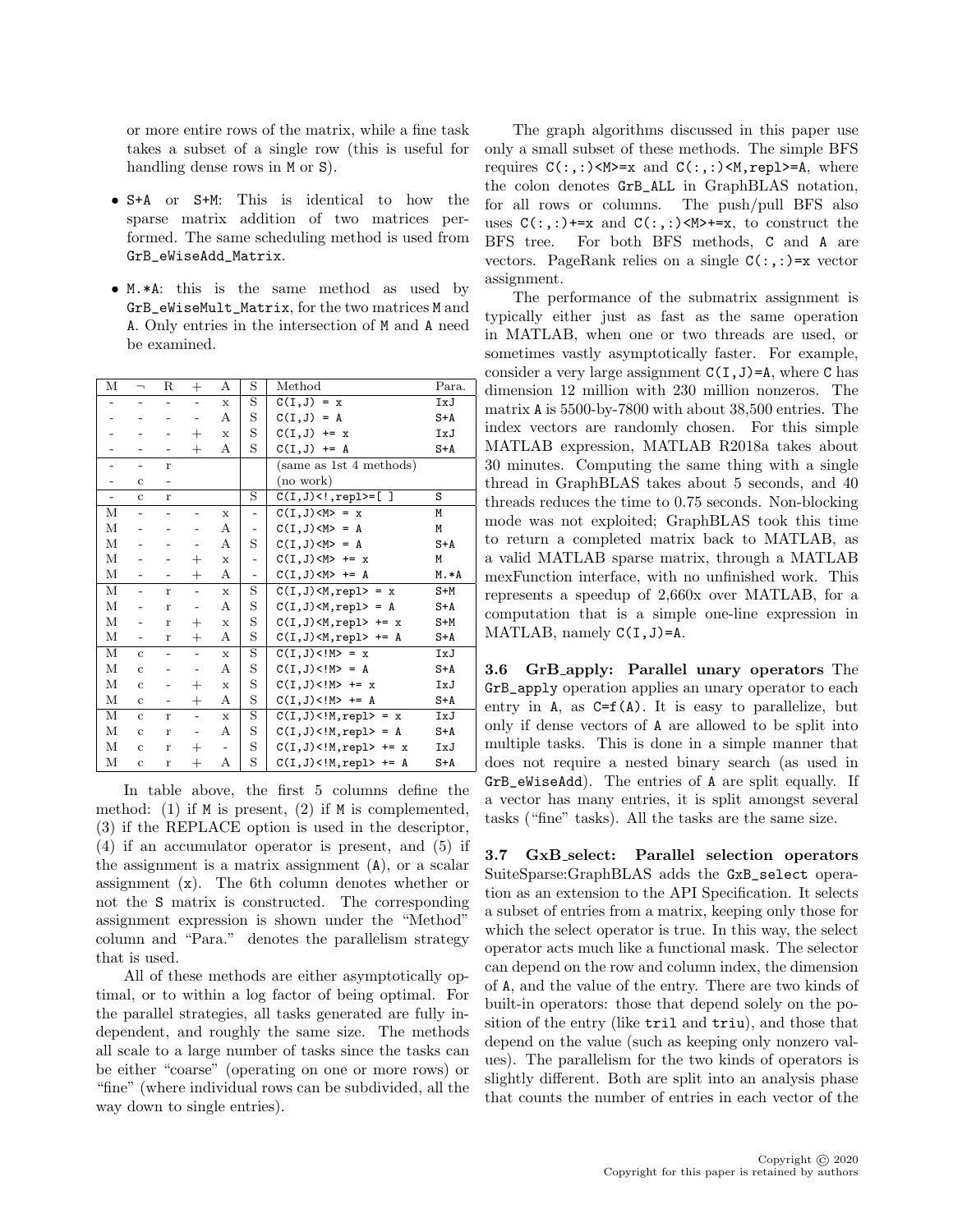or more entire rows of the matrix, while a fine task takes a subset of a single row (this is useful for handling dense rows in M or S).

- S+A or S+M: This is identical to how the sparse matrix addition of two matrices performed. The same scheduling method is used from GrB_eWiseAdd_Matrix.
- M.*A: this is the same method as used by GrB_eWiseMult_Matrix, for the two matrices M and A. Only entries in the intersection of M and A need be examined.

| M | ¬ | R | + | A | S | Method | Para. |
|---|---|---|---|---|---|---|---|
| - | - | - | - | x | S | C(I,J) = x | IxJ |
| - | - | - | - | A | S | C(I,J) = A | S+A |
| - | - | - | + | x | S | C(I,J) += x | IxJ |
| - | - | - | + | A | S | C(I,J) += A | S+A |
| - | - | r | | | | (same as 1st 4 methods) | |
| - | c | - | | | | (no work) | |
| - | c | r | | | S | C(I,J)<!,repl>=[ ] | S |
| M | - | - | - | x | - | C(I,J)<M> = x | M |
| M | - | - | - | A | - | C(I,J)<M> = A | M |
| M | - | - | - | A | S | C(I,J)<M> = A | S+A |
| M | - | - | + | x | - | C(I,J)<M> += x | M |
| M | - | - | + | A | - | C(I,J)<M> += A | M.*A |
| M | - | r | - | x | S | C(I,J)<M,repl> = x | S+M |
| M | - | r | - | A | S | C(I,J)<M,repl> = A | S+A |
| M | - | r | + | x | S | C(I,J)<M,repl> += x | S+M |
| M | - | r | + | A | S | C(I,J)<M,repl> += A | S+A |
| M | c | - | - | x | S | C(I,J)<!M> = x | IxJ |
| M | c | - | - | A | S | C(I,J)<!M> = A | S+A |
| M | c | - | + | x | S | C(I,J)<!M> += x | IxJ |
| M | c | - | + | A | S | C(I,J)<!M> += A | S+A |
| M | c | r | - | x | S | C(I,J)<!M,repl> = x | IxJ |
| M | c | r | - | A | S | C(I,J)<!M,repl> = A | S+A |
| M | c | r | + | - | S | C(I,J)<!M,repl> += x | IxJ |
| M | c | r | + | A | S | C(I,J)<!M,repl> += A | S+A |

In table above, the first 5 columns define the method: (1) if M is present, (2) if M is complemented, (3) if the REPLACE option is used in the descriptor, (4) if an accumulator operator is present, and (5) if the assignment is a matrix assignment (A), or a scalar assignment (x). The 6th column denotes whether or not the S matrix is constructed. The corresponding assignment expression is shown under the "Method" column and "Para." denotes the parallelism strategy that is used.

All of these methods are either asymptotically optimal, or to within a log factor of being optimal. For the parallel strategies, all tasks generated are fully independent, and roughly the same size. The methods all scale to a large number of tasks since the tasks can be either "coarse" (operating on one or more rows) or "fine" (where individual rows can be subdivided, all the way down to single entries).

The graph algorithms discussed in this paper use only a small subset of these methods. The simple BFS requires C(:,:)<M>=x and C(:,:)<M,repl>=A, where the colon denotes GrB_ALL in GraphBLAS notation, for all rows or columns. The push/pull BFS also uses C(:,:)+=x and C(:,:)<M>+=x, to construct the BFS tree. For both BFS methods, C and A are vectors. PageRank relies on a single C(:,:)=x vector assignment.

The performance of the submatrix assignment is typically either just as fast as the same operation in MATLAB, when one or two threads are used, or sometimes vastly asymptotically faster. For example, consider a very large assignment C(I,J)=A, where C has dimension 12 million with 230 million nonzeros. The matrix A is 5500-by-7800 with about 38,500 entries. The index vectors are randomly chosen. For this simple MATLAB expression, MATLAB R2018a takes about 30 minutes. Computing the same thing with a single thread in GraphBLAS takes about 5 seconds, and 40 threads reduces the time to 0.75 seconds. Non-blocking mode was not exploited; GraphBLAS took this time to return a completed matrix back to MATLAB, as a valid MATLAB sparse matrix, through a MATLAB mexFunction interface, with no unfinished work. This represents a speedup of 2,660x over MATLAB, for a computation that is a simple one-line expression in MATLAB, namely C(I,J)=A.

**3.6 GrB_apply: Parallel unary operators** The GrB_apply operation applies an unary operator to each entry in A, as C=f(A). It is easy to parallelize, but only if dense vectors of A are allowed to be split into multiple tasks. This is done in a simple manner that does not require a nested binary search (as used in GrB_eWiseAdd). The entries of A are split equally. If a vector has many entries, it is split amongst several tasks ("fine" tasks). All the tasks are the same size.

**3.7 GxB_select: Parallel selection operators** SuiteSparse:GraphBLAS adds the GxB_select operation as an extension to the API Specification. It selects a subset of entries from a matrix, keeping only those for which the select operator is true. In this way, the select operator acts much like a functional mask. The selector can depend on the row and column index, the dimension of A, and the value of the entry. There are two kinds of built-in operators: those that depend solely on the position of the entry (like tril and triu), and those that depend on the value (such as keeping only nonzero values). The parallelism for the two kinds of operators is slightly different. Both are split into an analysis phase that counts the number of entries in each vector of the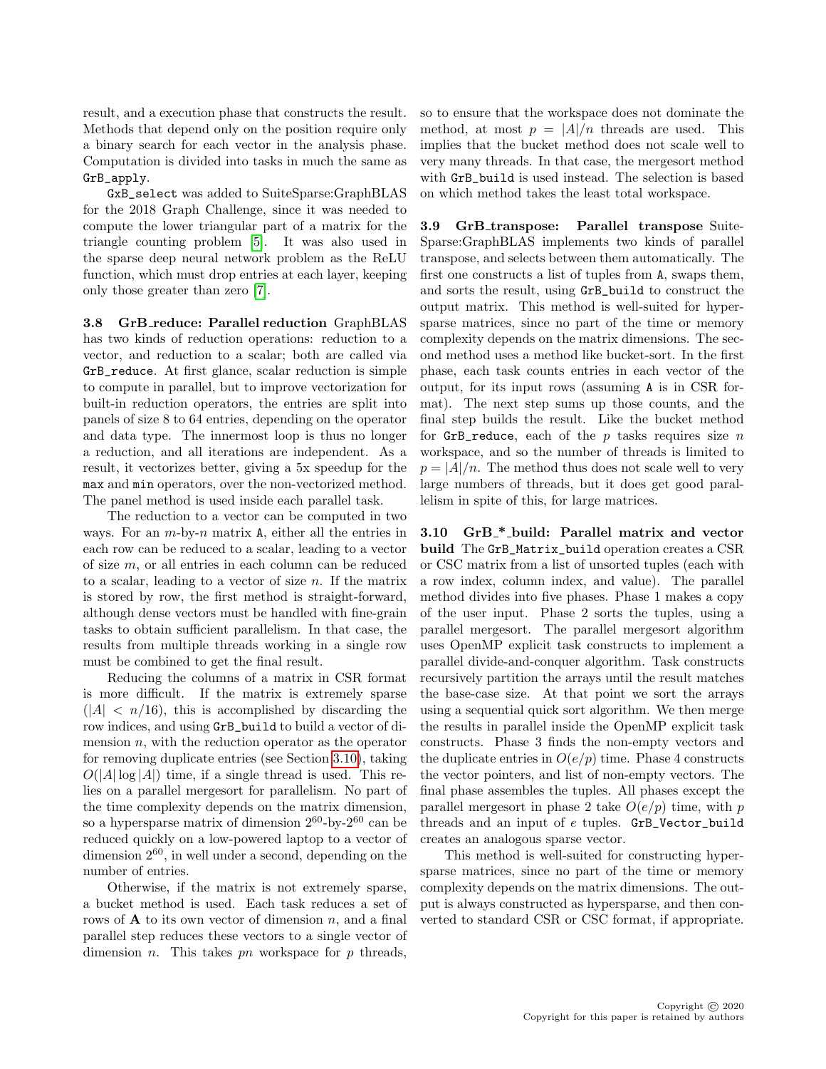result, and a execution phase that constructs the result. Methods that depend only on the position require only a binary search for each vector in the analysis phase. Computation is divided into tasks in much the same as `GrB_apply`.

`GxB_select` was added to SuiteSparse:GraphBLAS for the 2018 Graph Challenge, since it was needed to compute the lower triangular part of a matrix for the triangle counting problem [5]. It was also used in the sparse deep neural network problem as the ReLU function, which must drop entries at each layer, keeping only those greater than zero [7].

**3.8 GrB_reduce: Parallel reduction** GraphBLAS has two kinds of reduction operations: reduction to a vector, and reduction to a scalar; both are called via `GrB_reduce`. At first glance, scalar reduction is simple to compute in parallel, but to improve vectorization for built-in reduction operators, the entries are split into panels of size 8 to 64 entries, depending on the operator and data type. The innermost loop is thus no longer a reduction, and all iterations are independent. As a result, it vectorizes better, giving a 5x speedup for the `max` and `min` operators, over the non-vectorized method. The panel method is used inside each parallel task.

The reduction to a vector can be computed in two ways. For an $m$-by-$n$ matrix `A`, either all the entries in each row can be reduced to a scalar, leading to a vector of size $m$, or all entries in each column can be reduced to a scalar, leading to a vector of $n$. If the matrix is stored by row, the first method is straight-forward, although dense vectors must be handled with fine-grain tasks to obtain sufficient parallelism. In that case, the results from multiple threads working in a single row must be combined to get the final result.

Reducing the columns of a matrix in CSR format is more difficult. If the matrix is extremely sparse ($|A| < n/16$), this is accomplished by discarding the row indices, and using `GrB_build` to build a vector of dimension $n$, with the reduction operator as the operator for removing duplicate entries (see Section 3.10), taking $O(|A| \log |A|)$ time, if a single thread is used. This relies on a parallel mergesort for parallelism. No part of the time complexity depends on the matrix dimension, so a hypersparse matrix of dimension $2^{60}$-by-$2^{60}$ can be reduced quickly on a low-powered laptop to a vector of dimension $2^{60}$, in well under a second, depending on the number of entries.

Otherwise, if the matrix is not extremely sparse, a bucket method is used. Each task reduces a set of rows of $\mathbf{A}$ to its own vector of dimension $n$, and a final parallel step reduces these vectors to a single vector of dimension $n$. This takes $pn$ workspace for $p$ threads, so to ensure that the workspace does not dominate the method, at most $p = |A|/n$ threads are used. This implies that the bucket method does not scale well to very many threads. In that case, the mergesort method with `GrB_build` is used instead. The selection is based on which method takes the least total workspace.

**3.9 GrB_transpose: Parallel transpose** SuiteSparse:GraphBLAS implements two kinds of parallel transpose, and selects between them automatically. The first one constructs a list of tuples from `A`, swaps them, and sorts the result, using `GrB_build` to construct the output matrix. This method is well-suited for hypersparse matrices, since no part of the time or memory complexity depends on the matrix dimensions. The second method uses a method like bucket-sort. In the first phase, each task counts entries in each vector of the output, for its input rows (assuming `A` is in CSR format). The next step sums up those counts, and the final step builds the result. Like the bucket method for `GrB_reduce`, each of the $p$ tasks requires size $n$ workspace, and so the number of threads is limited to $p = |A|/n$. The method thus does not scale well to very large numbers of threads, but it does get good parallelism in spite of this, for large matrices.

**3.10 GrB_*_build: Parallel matrix and vector build** The `GrB_Matrix_build` operation creates a CSR or CSC matrix from a list of unsorted tuples (each with a row index, column index, and value). The parallel method divides into five phases. Phase 1 makes a copy of the user input. Phase 2 sorts the tuples, using a parallel mergesort. The parallel mergesort algorithm uses OpenMP explicit task constructs to implement a parallel divide-and-conquer algorithm. Task constructs recursively partition the arrays until the result matches the base-case size. At that point we sort the arrays using a sequential quick sort algorithm. We then merge the results in parallel inside the OpenMP explicit task constructs. Phase 3 finds the non-empty vectors and the duplicate entries in $O(e/p)$ time. Phase 4 constructs the vector pointers, and list of non-empty vectors. The final phase assembles the tuples. All phases except the parallel mergesort in phase 2 take $O(e/p)$ time, with $p$ threads and an input of $e$ tuples. `GrB_Vector_build` creates an analogous sparse vector.

This method is well-suited for constructing hypersparse matrices, since no part of the time or memory complexity depends on the matrix dimensions. The output is always constructed as hypersparse, and then converted to standard CSR or CSC format, if appropriate.

Copyright © 2020
Copyright for this paper is retained by authors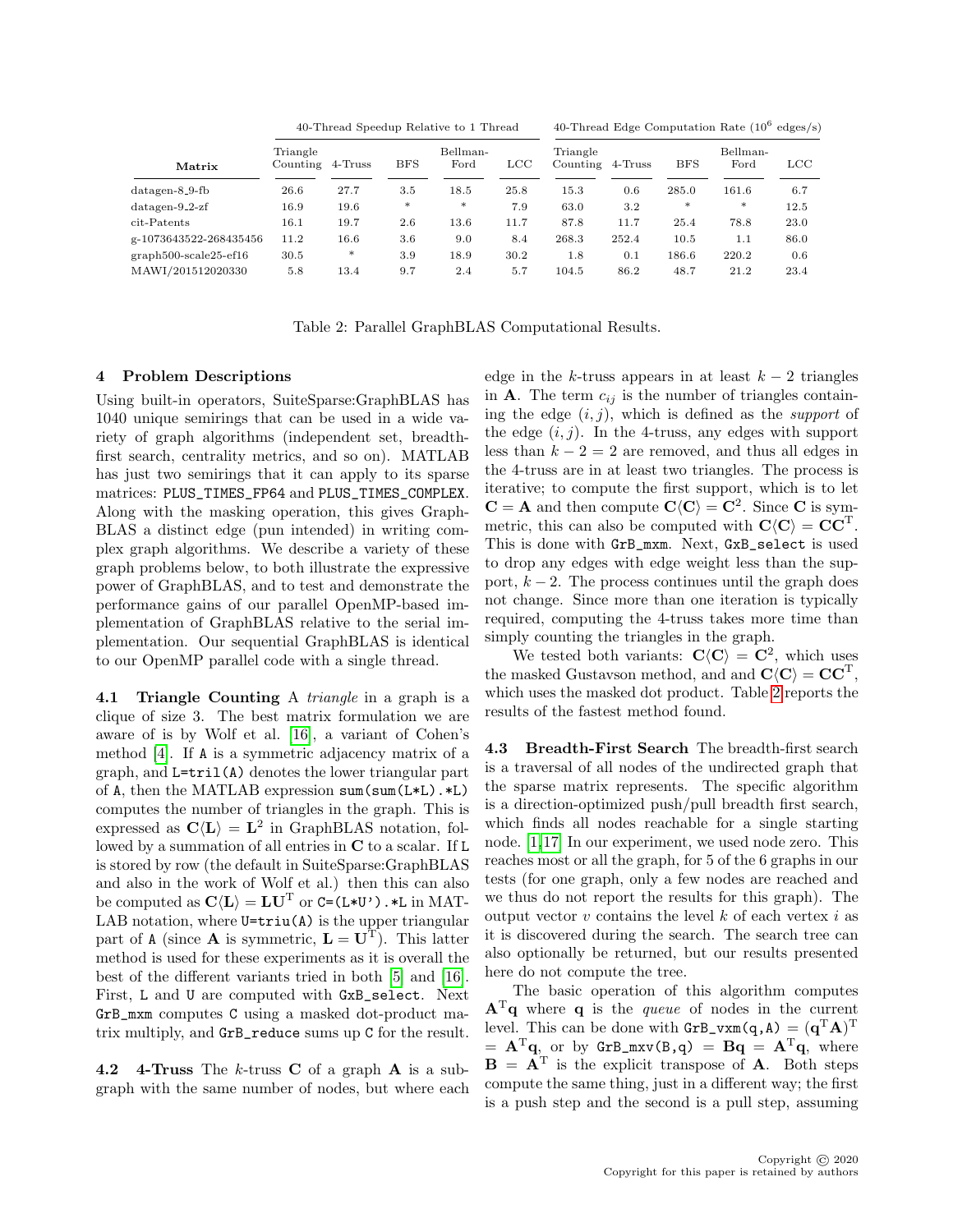| Matrix | 40-Thread Speedup Relative to 1 Thread | | | | | 40-Thread Edge Computation Rate ($10^6$ edges/s) | | | | |
|---|---|---|---|---|---|---|---|---|---|---|
| | Triangle Counting | 4-Truss | BFS | Bellman-Ford | LCC | Triangle Counting | 4-Truss | BFS | Bellman-Ford | LCC |
| datagen-8_9-fb | 26.6 | 27.7 | 3.5 | 18.5 | 25.8 | 15.3 | 0.6 | 285.0 | 161.6 | 6.7 |
| datagen-9_2-zf | 16.9 | 19.6 | * | * | 7.9 | 63.0 | 3.2 | * | * | 12.5 |
| cit-Patents | 16.1 | 19.7 | 2.6 | 13.6 | 11.7 | 87.8 | 11.7 | 25.4 | 78.8 | 23.0 |
| g-1073643522-268435456 | 11.2 | 16.6 | 3.6 | 9.0 | 8.4 | 268.3 | 252.4 | 10.5 | 1.1 | 86.0 |
| graph500-scale25-ef16 | 30.5 | * | 3.9 | 18.9 | 30.2 | 1.8 | 0.1 | 186.6 | 220.2 | 0.6 |
| MAWI/201512020330 | 5.8 | 13.4 | 9.7 | 2.4 | 5.7 | 104.5 | 86.2 | 48.7 | 21.2 | 23.4 |

Table 2: Parallel GraphBLAS Computational Results.

## 4 Problem Descriptions

Using built-in operators, SuiteSparse:GraphBLAS has 1040 unique semirings that can be used in a wide variety of graph algorithms (independent set, breadth-first search, centrality metrics, and so on). MATLAB has just two semirings that it can apply to its sparse matrices: `PLUS_TIMES_FP64` and `PLUS_TIMES_COMPLEX`. Along with the masking operation, this gives GraphBLAS a distinct edge (pun intended) in writing complex graph algorithms. We describe a variety of these graph problems below, to both illustrate the expressive power of GraphBLAS, and to test and demonstrate the performance gains of our parallel OpenMP-based implementation of GraphBLAS relative to the serial implementation. Our sequential GraphBLAS is identical to our OpenMP parallel code with a single thread.

**4.1 Triangle Counting** A *triangle* in a graph is a clique of size 3. The best matrix formulation we are aware of is by Wolf et al. [16], a variant of Cohen's method [4]. If `A` is a symmetric adjacency matrix of a graph, and `L=tril(A)` denotes the lower triangular part of `A`, then the MATLAB expression `sum(sum(L*L).*L)` computes the number of triangles in the graph. This is expressed as $\mathbf{C}\langle\mathbf{L}\rangle = \mathbf{L}^2$ in GraphBLAS notation, followed by a summation of all entries in $\mathbf{C}$ to a scalar. If `L` is stored by row (the default in SuiteSparse:GraphBLAS and also in the work of Wolf et al.) then this can also be computed as $\mathbf{C}\langle\mathbf{L}\rangle = \mathbf{L}\mathbf{U}^{\mathrm{T}}$ or `C=(L*U').*L` in MATLAB notation, where `U=triu(A)` is the upper triangular part of `A` (since $\mathbf{A}$ is symmetric, $\mathbf{L} = \mathbf{U}^{\mathrm{T}}$). This latter method is used for these experiments as it is overall the best of the different variants tried in both [5] and [16]. First, `L` and `U` are computed with `GxB_select`. Next `GrB_mxm` computes `C` using a masked dot-product matrix multiply, and `GrB_reduce` sums up `C` for the result.

**4.2 4-Truss** The $k$-truss $\mathbf{C}$ of a graph $\mathbf{A}$ is a subgraph with the same number of nodes, but where each edge in the $k$-truss appears in at least $k-2$ triangles in $\mathbf{A}$. The term $c_{ij}$ is the number of triangles containing the edge $(i, j)$, which is defined as the *support* of the edge $(i, j)$. In the 4-truss, any edges with support less than $k-2 = 2$ are removed, and thus all edges in the 4-truss are in at least two triangles. The process is iterative; to compute the first support, which is to let $\mathbf{C} = \mathbf{A}$ and then compute $\mathbf{C}\langle\mathbf{C}\rangle = \mathbf{C}^2$. Since $\mathbf{C}$ is symmetric, this can also be computed with $\mathbf{C}\langle\mathbf{C}\rangle = \mathbf{C}\mathbf{C}^{\mathrm{T}}$. This is done with `GrB_mxm`. Next, `GxB_select` is used to drop any edges with edge weight less than the support, $k-2$. The process continues until the graph does not change. Since more than one iteration is typically required, computing the 4-truss takes more time than simply counting the triangles in the graph.

We tested both variants: $\mathbf{C}\langle\mathbf{C}\rangle = \mathbf{C}^2$, which uses the masked Gustavson method, and and $\mathbf{C}\langle\mathbf{C}\rangle = \mathbf{C}\mathbf{C}^{\mathrm{T}}$, which uses the masked dot product. Table 2 reports the results of the fastest method found.

**4.3 Breadth-First Search** The breadth-first search is a traversal of all nodes of the undirected graph that the sparse matrix represents. The specific algorithm is a direction-optimized push/pull breadth first search, which finds all nodes reachable for a single starting node. [1, 17] In our experiment, we used node zero. This reaches most or all the graph, for 5 of the 6 graphs in our tests (for one graph, only a few nodes are reached and we thus do not report the results for this graph). The output vector $v$ contains the level $k$ of each vertex $i$ as it is discovered during the search. The search tree can also optionally be returned, but our results presented here do not compute the tree.

The basic operation of this algorithm computes $\mathbf{A}^{\mathrm{T}}\mathbf{q}$ where $\mathbf{q}$ is the *queue* of nodes in the current level. This can be done with `GrB_vxm(q,A)` $= (\mathbf{q}^{\mathrm{T}}\mathbf{A})^{\mathrm{T}} = \mathbf{A}^{\mathrm{T}}\mathbf{q}$, or by `GrB_mxv(B,q)` $= \mathbf{B}\mathbf{q} = \mathbf{A}^{\mathrm{T}}\mathbf{q}$, where $\mathbf{B} = \mathbf{A}^{\mathrm{T}}$ is the explicit transpose of $\mathbf{A}$. Both steps compute the same thing, just in a different way; the first is a push step and the second is a pull step, assuming

Copyright © 2020
Copyright for this paper is retained by authors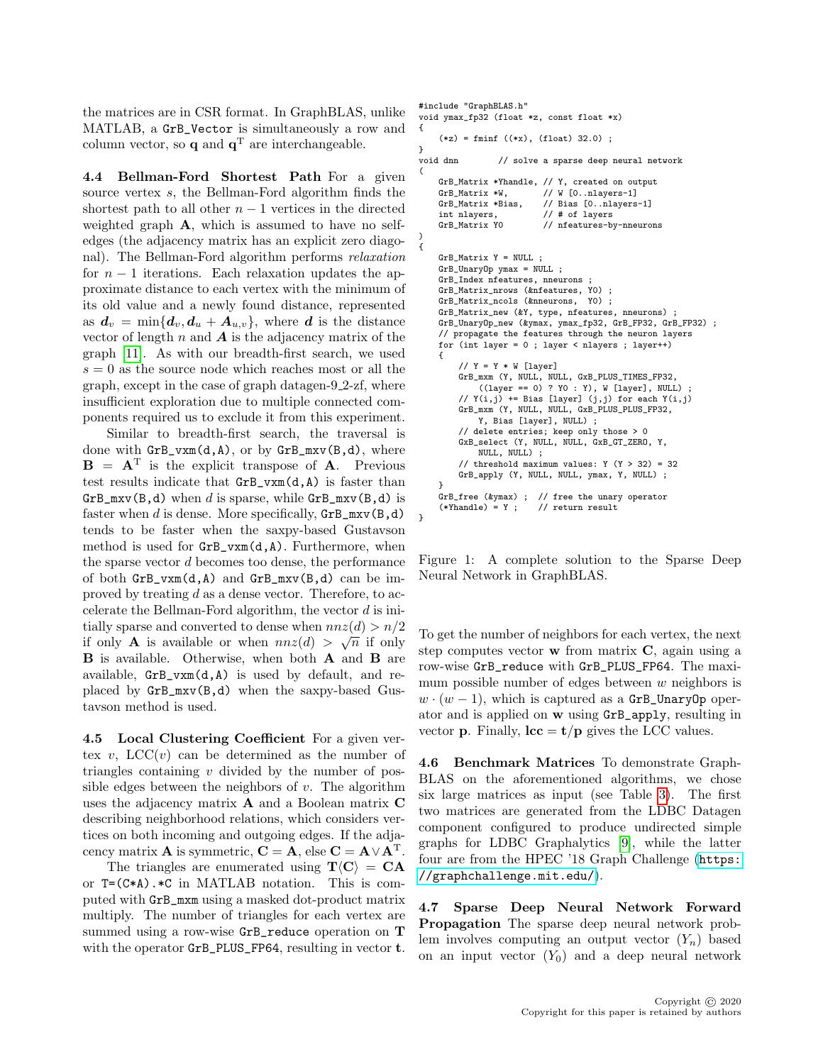the matrices are in CSR format. In GraphBLAS, unlike MATLAB, a GrB_Vector is simultaneously a row and column vector, so $\mathbf{q}$ and $\mathbf{q}^\mathrm{T}$ are interchangeable.

**4.4 Bellman-Ford Shortest Path** For a given source vertex $s$, the Bellman-Ford algorithm finds the shortest path to all other $n-1$ vertices in the directed weighted graph $\mathbf{A}$, which is assumed to have no self-edges (the adjacency matrix has an explicit zero diagonal). The Bellman-Ford algorithm performs *relaxation* for $n-1$ iterations. Each relaxation updates the approximate distance to each vertex with the minimum of its old value and a newly found distance, represented as $\boldsymbol{d}_v = \min\{\boldsymbol{d}_v, \boldsymbol{d}_u + \boldsymbol{A}_{u,v}\}$, where $\boldsymbol{d}$ is the distance vector of length $n$ and $\boldsymbol{A}$ is the adjacency matrix of the graph [11]. As with our breadth-first search, we used $s=0$ as the source node which reaches most or all the graph, except in the case of graph datagen-9_2-zf, where insufficient exploration due to multiple connected components required us to exclude it from this experiment.

Similar to breadth-first search, the traversal is done with GrB_vxm(d,A), or by GrB_mxv(B,d), where $\mathbf{B} = \mathbf{A}^\mathrm{T}$ is the explicit transpose of $\mathbf{A}$. Previous test results indicate that GrB_vxm(d,A) is faster than GrB_mxv(B,d) when $d$ is sparse, while GrB_mxv(B,d) is faster when $d$ is dense. More specifically, GrB_mxv(B,d) tends to be faster when the saxpy-based Gustavson method is used for GrB_vxm(d,A). Furthermore, when the sparse vector $d$ becomes too dense, the performance of both GrB_vxm(d,A) and GrB_mxv(B,d) can be improved by treating $d$ as a dense vector. Therefore, to accelerate the Bellman-Ford algorithm, the vector $d$ is initially sparse and converted to dense when $nnz(d) > n/2$ if only $\mathbf{A}$ is available or when $nnz(d) > \sqrt{n}$ if only $\mathbf{B}$ is available. Otherwise, when both $\mathbf{A}$ and $\mathbf{B}$ are available, GrB_vxm(d,A) is used by default, and replaced by GrB_mxv(B,d) when the saxpy-based Gustavson method is used.

**4.5 Local Clustering Coefficient** For a given vertex $v$, LCC($v$) can be determined as the number of triangles containing $v$ divided by the number of possible edges between the neighbors of $v$. The algorithm uses the adjacency matrix $\mathbf{A}$ and a Boolean matrix $\mathbf{C}$ describing neighborhood relations, which considers vertices on both incoming and outgoing edges. If the adjacency matrix $\mathbf{A}$ is symmetric, $\mathbf{C} = \mathbf{A}$, else $\mathbf{C} = \mathbf{A} \vee \mathbf{A}^\mathrm{T}$.

The triangles are enumerated using $\mathbf{T}\langle\mathbf{C}\rangle = \mathbf{CA}$ or T=(C*A).*C in MATLAB notation. This is computed with GrB_mxm using a masked dot-product matrix multiply. The number of triangles for each vertex are summed using a row-wise GrB_reduce operation on $\mathbf{T}$ with the operator GrB_PLUS_FP64, resulting in vector $\mathbf{t}$.

```
#include "GraphBLAS.h"
void ymax_fp32 (float *z, const float *x)
{
    (*z) = fminf ((*x), (float) 32.0) ;
}
void dnn        // solve a sparse deep neural network
(
    GrB_Matrix *Yhandle, // Y, created on output
    GrB_Matrix *W,       // W [0..nlayers-1]
    GrB_Matrix *Bias,    // Bias [0..nlayers-1]
    int nlayers,         // # of layers
    GrB_Matrix Y0        // nfeatures-by-nneurons
)
{
    GrB_Matrix Y = NULL ;
    GrB_UnaryOp ymax = NULL ;
    GrB_Index nfeatures, nneurons ;
    GrB_Matrix_nrows (&nfeatures, Y0) ;
    GrB_Matrix_ncols (&nneurons,  Y0) ;
    GrB_Matrix_new (&Y, type, nfeatures, nneurons) ;
    GrB_UnaryOp_new (&ymax, ymax_fp32, GrB_FP32, GrB_FP32) ;
    // propagate the features through the neuron layers
    for (int layer = 0 ; layer < nlayers ; layer++)
    {
        // Y = Y * W [layer]
        GrB_mxm (Y, NULL, NULL, GxB_PLUS_TIMES_FP32,
            ((layer == 0) ? Y0 : Y), W [layer], NULL) ;
        // Y(i,j) += Bias [layer] (j,j) for each Y(i,j)
        GrB_mxm (Y, NULL, NULL, GxB_PLUS_PLUS_FP32,
            Y, Bias [layer], NULL) ;
        // delete entries; keep only those > 0
        GxB_select (Y, NULL, NULL, GxB_GT_ZERO, Y,
            NULL, NULL) ;
        // threshold maximum values: Y (Y > 32) = 32
        GrB_apply (Y, NULL, NULL, ymax, Y, NULL) ;
    }
    GrB_free (&ymax) ;  // free the unary operator
    (*Yhandle) = Y ;    // return result
}
```

Figure 1: A complete solution to the Sparse Deep Neural Network in GraphBLAS.

To get the number of neighbors for each vertex, the next step computes vector $\mathbf{w}$ from matrix $\mathbf{C}$, again using a row-wise GrB_reduce with GrB_PLUS_FP64. The maximum possible number of edges between $w$ neighbors is $w \cdot (w-1)$, which is captured as a GrB_UnaryOp operator and is applied on $\mathbf{w}$ using GrB_apply, resulting in vector $\mathbf{p}$. Finally, $\mathbf{lcc} = \mathbf{t}/\mathbf{p}$ gives the LCC values.

**4.6 Benchmark Matrices** To demonstrate GraphBLAS on the aforementioned algorithms, we chose six large matrices as input (see Table 3). The first two matrices are generated from the LDBC Datagen component configured to produce undirected simple graphs for LDBC Graphalytics [9], while the latter four are from the HPEC '18 Graph Challenge (https://graphchallenge.mit.edu/).

**4.7 Sparse Deep Neural Network Forward Propagation** The sparse deep neural network problem involves computing an output vector ($Y_n$) based on an input vector ($Y_0$) and a deep neural network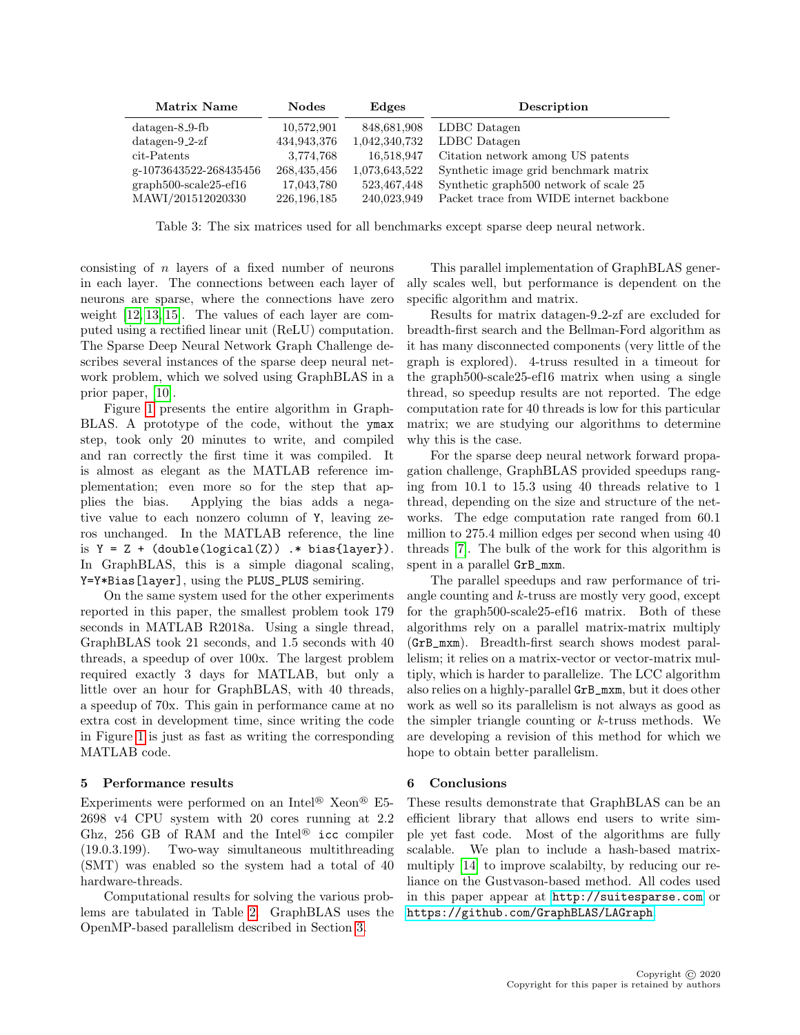| Matrix Name | Nodes | Edges | Description |
|---|---|---|---|
| datagen-8_9-fb | 10,572,901 | 848,681,908 | LDBC Datagen |
| datagen-9_2-zf | 434,943,376 | 1,042,340,732 | LDBC Datagen |
| cit-Patents | 3,774,768 | 16,518,947 | Citation network among US patents |
| g-1073643522-268435456 | 268,435,456 | 1,073,643,522 | Synthetic image grid benchmark matrix |
| graph500-scale25-ef16 | 17,043,780 | 523,467,448 | Synthetic graph500 network of scale 25 |
| MAWI/201512020330 | 226,196,185 | 240,023,949 | Packet trace from WIDE internet backbone |

Table 3: The six matrices used for all benchmarks except sparse deep neural network.

consisting of $n$ layers of a fixed number of neurons in each layer. The connections between each layer of neurons are sparse, where the connections have zero weight [12, 13, 15]. The values of each layer are computed using a rectified linear unit (ReLU) computation. The Sparse Deep Neural Network Graph Challenge describes several instances of the sparse deep neural network problem, which we solved using GraphBLAS in a prior paper, [10].

Figure 1 presents the entire algorithm in GraphBLAS. A prototype of the code, without the `ymax` step, took only 20 minutes to write, and compiled and ran correctly the first time it was compiled. It is almost as elegant as the MATLAB reference implementation; even more so for the step that applies the bias. Applying the bias adds a negative value to each nonzero column of `Y`, leaving zeros unchanged. In the MATLAB reference, the line is `Y = Z + (double(logical(Z)) .* bias{layer})`. In GraphBLAS, this is a simple diagonal scaling, `Y=Y*Bias[layer]`, using the `PLUS_PLUS` semiring.

On the same system used for the other experiments reported in this paper, the smallest problem took 179 seconds in MATLAB R2018a. Using a single thread, GraphBLAS took 21 seconds, and 1.5 seconds with 40 threads, a speedup of over 100x. The largest problem required exactly 3 days for MATLAB, but only a little over an hour for GraphBLAS, with 40 threads, a speedup of 70x. This gain in performance came at no extra cost in development time, since writing the code in Figure 1 is just as fast as writing the corresponding MATLAB code.

## 5 Performance results

Experiments were performed on an Intel® Xeon® E5-2698 v4 CPU system with 20 cores running at 2.2 Ghz, 256 GB of RAM and the Intel® `icc` compiler (19.0.3.199). Two-way simultaneous multithreading (SMT) was enabled so the system had a total of 40 hardware-threads.

Computational results for solving the various problems are tabulated in Table 2. GraphBLAS uses the OpenMP-based parallelism described in Section 3.

This parallel implementation of GraphBLAS generally scales well, but performance is dependent on the specific algorithm and matrix.

Results for matrix datagen-9_2-zf are excluded for breadth-first search and the Bellman-Ford algorithm as it has many disconnected components (very little of the graph is explored). 4-truss resulted in a timeout for the graph500-scale25-ef16 matrix when using a single thread, so speedup results are not reported. The edge computation rate for 40 threads is low for this particular matrix; we are studying our algorithms to determine why this is the case.

For the sparse deep neural network forward propagation challenge, GraphBLAS provided speedups ranging from 10.1 to 15.3 using 40 threads relative to 1 thread, depending on the size and structure of the networks. The edge computation rate ranged from 60.1 million to 275.4 million edges per second when using 40 threads [7]. The bulk of the work for this algorithm is spent in a parallel `GrB_mxm`.

The parallel speedups and raw performance of triangle counting and $k$-truss are mostly very good, except for the graph500-scale25-ef16 matrix. Both of these algorithms rely on a parallel matrix-matrix multiply (`GrB_mxm`). Breadth-first search shows modest parallelism; it relies on a matrix-vector or vector-matrix multiply, which is harder to parallelize. The LCC algorithm also relies on a highly-parallel `GrB_mxm`, but it does other work as well so its parallelism is not always as good as the simpler triangle counting or $k$-truss methods. We are developing a revision of this method for which we hope to obtain better parallelism.

## 6 Conclusions

These results demonstrate that GraphBLAS can be an efficient library that allows end users to write simple yet fast code. Most of the algorithms are fully scalable. We plan to include a hash-based matrix-multiply [14] to improve scalabilty, by reducing our reliance on the Gustvason-based method. All codes used in this paper appear at http://suitesparse.com or https://github.com/GraphBLAS/LAGraph.

Copyright © 2020
Copyright for this paper is retained by authors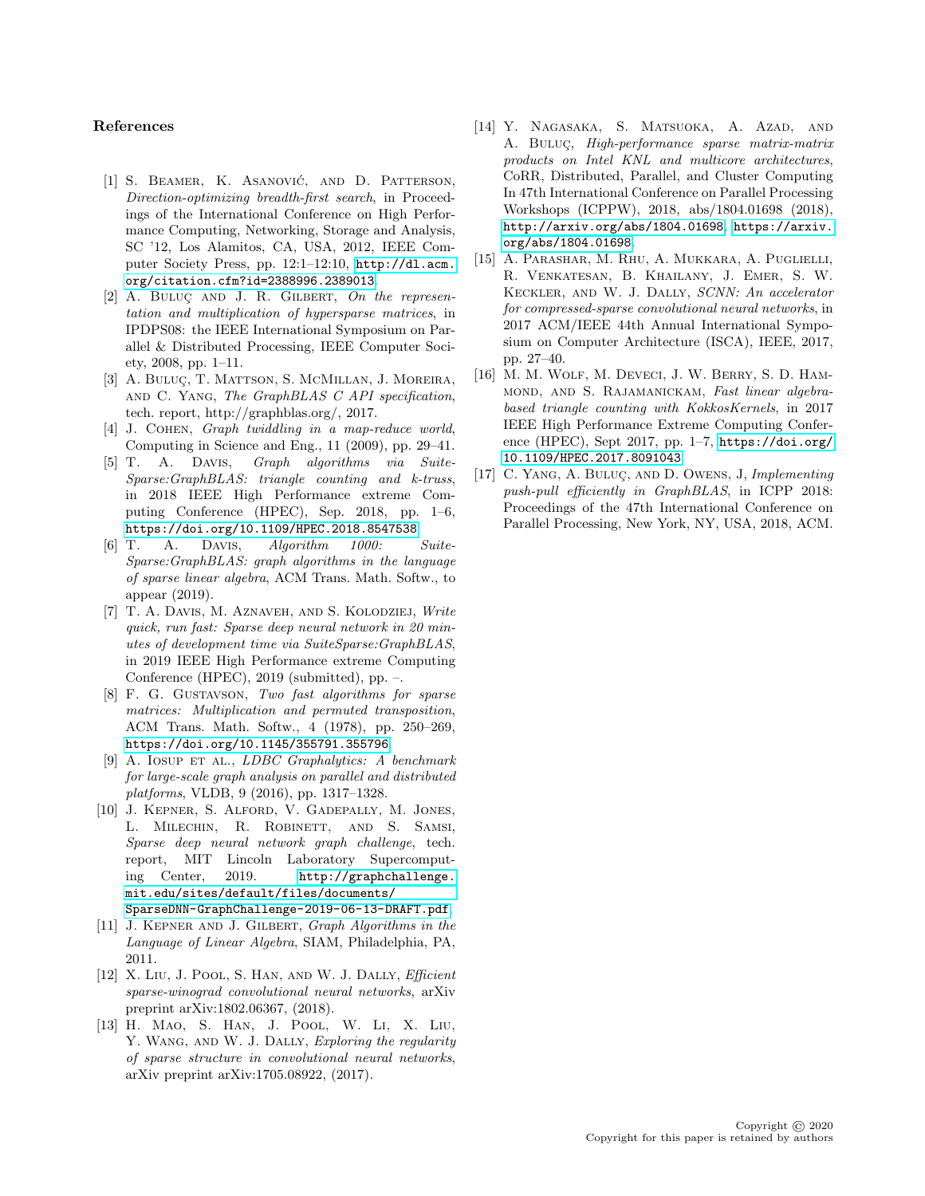## References

[1] S. Beamer, K. Asanović, and D. Patterson, *Direction-optimizing breadth-first search*, in Proceedings of the International Conference on High Performance Computing, Networking, Storage and Analysis, SC '12, Los Alamitos, CA, USA, 2012, IEEE Computer Society Press, pp. 12:1–12:10, http://dl.acm.org/citation.cfm?id=2388996.2389013.

[2] A. Buluç and J. R. Gilbert, *On the representation and multiplication of hypersparse matrices*, in IPDPS08: the IEEE International Symposium on Parallel & Distributed Processing, IEEE Computer Society, 2008, pp. 1–11.

[3] A. Buluç, T. Mattson, S. McMillan, J. Moreira, and C. Yang, *The GraphBLAS C API specification*, tech. report, http://graphblas.org/, 2017.

[4] J. Cohen, *Graph twiddling in a map-reduce world*, Computing in Science and Eng., 11 (2009), pp. 29–41.

[5] T. A. Davis, *Graph algorithms via SuiteSparse:GraphBLAS: triangle counting and k-truss*, in 2018 IEEE High Performance extreme Computing Conference (HPEC), Sep. 2018, pp. 1–6, https://doi.org/10.1109/HPEC.2018.8547538.

[6] T. A. Davis, *Algorithm 1000: SuiteSparse:GraphBLAS: graph algorithms in the language of sparse linear algebra*, ACM Trans. Math. Softw., to appear (2019).

[7] T. A. Davis, M. Aznaveh, and S. Kolodziej, *Write quick, run fast: Sparse deep neural network in 20 minutes of development time via SuiteSparse:GraphBLAS*, in 2019 IEEE High Performance extreme Computing Conference (HPEC), 2019 (submitted), pp. –.

[8] F. G. Gustavson, *Two fast algorithms for sparse matrices: Multiplication and permuted transposition*, ACM Trans. Math. Softw., 4 (1978), pp. 250–269, https://doi.org/10.1145/355791.355796.

[9] A. Iosup et al., *LDBC Graphalytics: A benchmark for large-scale graph analysis on parallel and distributed platforms*, VLDB, 9 (2016), pp. 1317–1328.

[10] J. Kepner, S. Alford, V. Gadepally, M. Jones, L. Milechin, R. Robinett, and S. Samsi, *Sparse deep neural network graph challenge*, tech. report, MIT Lincoln Laboratory Supercomputing Center, 2019. http://graphchallenge.mit.edu/sites/default/files/documents/SparseDNN-GraphChallenge-2019-06-13-DRAFT.pdf.

[11] J. Kepner and J. Gilbert, *Graph Algorithms in the Language of Linear Algebra*, SIAM, Philadelphia, PA, 2011.

[12] X. Liu, J. Pool, S. Han, and W. J. Dally, *Efficient sparse-winograd convolutional neural networks*, arXiv preprint arXiv:1802.06367, (2018).

[13] H. Mao, S. Han, J. Pool, W. Li, X. Liu, Y. Wang, and W. J. Dally, *Exploring the regularity of sparse structure in convolutional neural networks*, arXiv preprint arXiv:1705.08922, (2017).

[14] Y. Nagasaka, S. Matsuoka, A. Azad, and A. Buluç, *High-performance sparse matrix-matrix products on Intel KNL and multicore architectures*, CoRR, Distributed, Parallel, and Cluster Computing In 47th International Conference on Parallel Processing Workshops (ICPPW), 2018, abs/1804.01698 (2018), http://arxiv.org/abs/1804.01698, https://arxiv.org/abs/1804.01698.

[15] A. Parashar, M. Rhu, A. Mukkara, A. Puglielli, R. Venkatesan, B. Khailany, J. Emer, S. W. Keckler, and W. J. Dally, *SCNN: An accelerator for compressed-sparse convolutional neural networks*, in 2017 ACM/IEEE 44th Annual International Symposium on Computer Architecture (ISCA), IEEE, 2017, pp. 27–40.

[16] M. M. Wolf, M. Deveci, J. W. Berry, S. D. Hammond, and S. Rajamanickam, *Fast linear algebra-based triangle counting with KokkosKernels*, in 2017 IEEE High Performance Extreme Computing Conference (HPEC), Sept 2017, pp. 1–7, https://doi.org/10.1109/HPEC.2017.8091043.

[17] C. Yang, A. Buluç, and D. Owens, J, *Implementing push-pull efficiently in GraphBLAS*, in ICPP 2018: Proceedings of the 47th International Conference on Parallel Processing, New York, NY, USA, 2018, ACM.

Copyright © 2020
Copyright for this paper is retained by authors